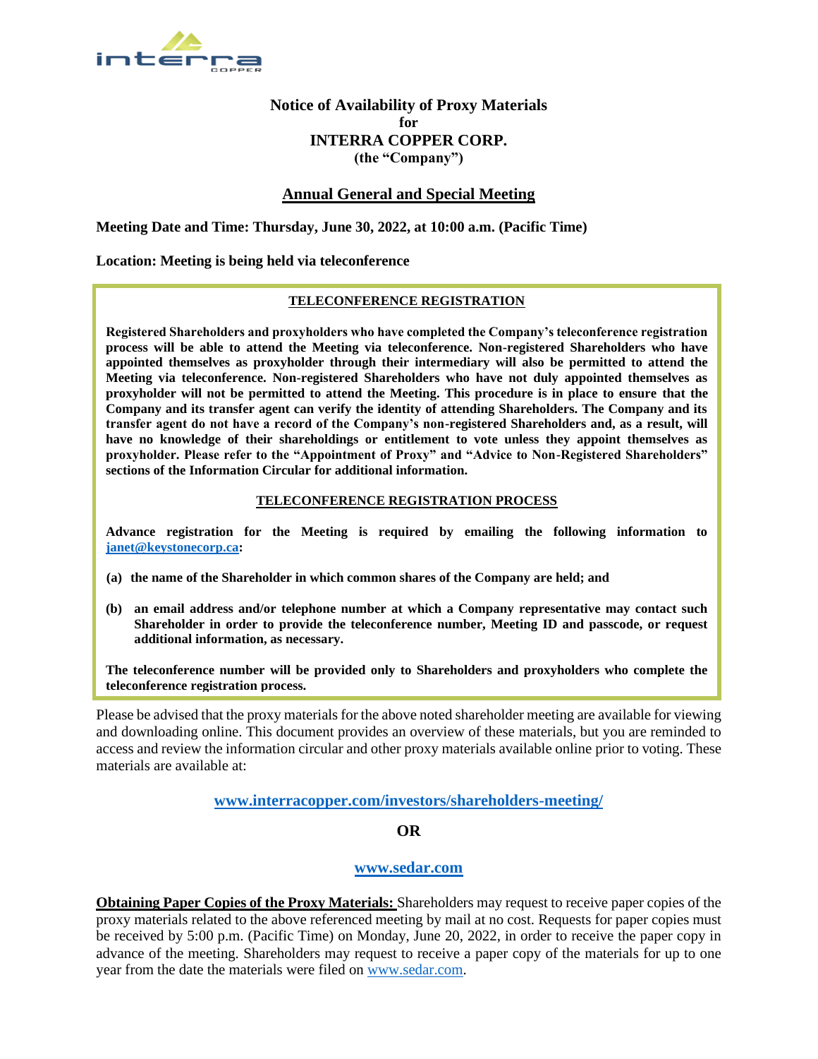# Notice of Availability of Proxy Materials
## for
## INTERRA COPPER CORP.
**(the "Company")**

## Annual General and Special Meeting

**Meeting Date and Time: Thursday, June 30, 2022, at 10:00 a.m. (Pacific Time)**

**Location: Meeting is being held via teleconference**

### TELECONFERENCE REGISTRATION

**Registered Shareholders and proxyholders who have completed the Company's teleconference registration process will be able to attend the Meeting via teleconference. Non-registered Shareholders who have appointed themselves as proxyholder through their intermediary will also be permitted to attend the Meeting via teleconference. Non-registered Shareholders who have not duly appointed themselves as proxyholder will not be permitted to attend the Meeting. This procedure is in place to ensure that the Company and its transfer agent can verify the identity of attending Shareholders. The Company and its transfer agent do not have a record of the Company's non-registered Shareholders and, as a result, will have no knowledge of their shareholdings or entitlement to vote unless they appoint themselves as proxyholder. Please refer to the "Appointment of Proxy" and "Advice to Non-Registered Shareholders" sections of the Information Circular for additional information.**

### TELECONFERENCE REGISTRATION PROCESS

**Advance registration for the Meeting is required by emailing the following information to janet@keystonecorp.ca:**

**(a) the name of the Shareholder in which common shares of the Company are held; and**

**(b) an email address and/or telephone number at which a Company representative may contact such Shareholder in order to provide the teleconference number, Meeting ID and passcode, or request additional information, as necessary.**

**The teleconference number will be provided only to Shareholders and proxyholders who complete the teleconference registration process.**

Please be advised that the proxy materials for the above noted shareholder meeting are available for viewing and downloading online. This document provides an overview of these materials, but you are reminded to access and review the information circular and other proxy materials available online prior to voting. These materials are available at:

**www.interracopper.com/investors/shareholders-meeting/**

**OR**

**www.sedar.com**

**Obtaining Paper Copies of the Proxy Materials:** Shareholders may request to receive paper copies of the proxy materials related to the above referenced meeting by mail at no cost. Requests for paper copies must be received by 5:00 p.m. (Pacific Time) on Monday, June 20, 2022, in order to receive the paper copy in advance of the meeting. Shareholders may request to receive a paper copy of the materials for up to one year from the date the materials were filed on www.sedar.com.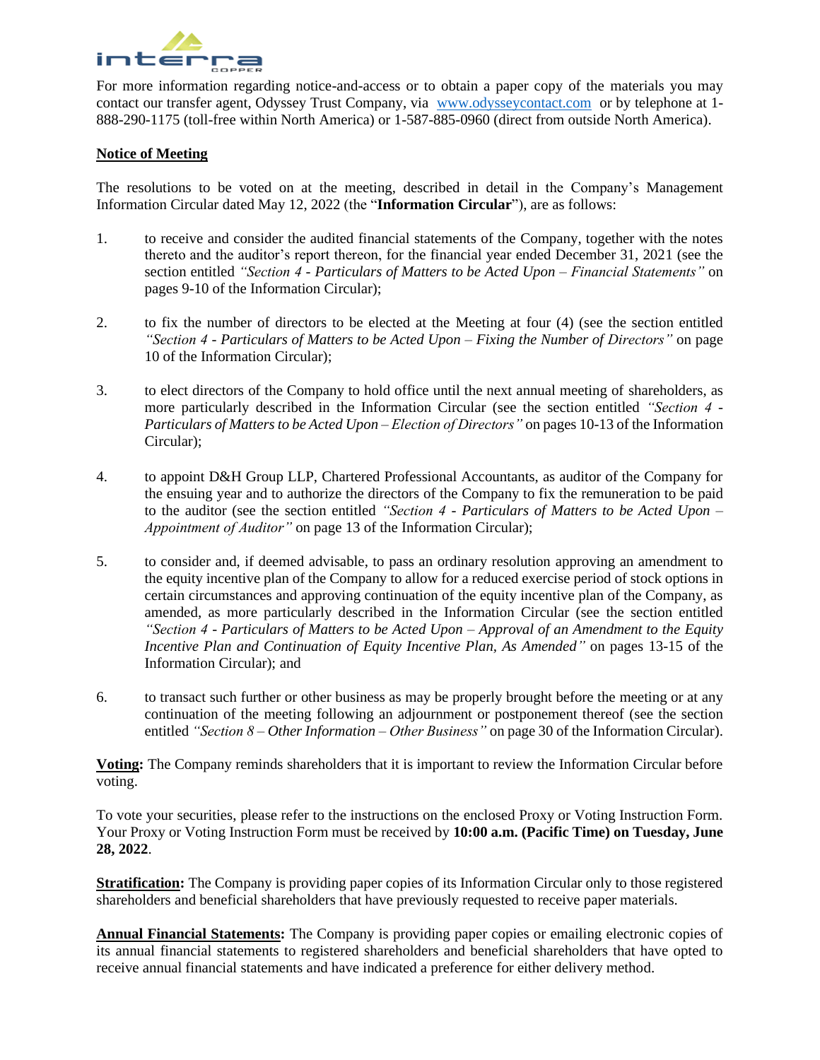For more information regarding notice-and-access or to obtain a paper copy of the materials you may contact our transfer agent, Odyssey Trust Company, via www.odysseycontact.com or by telephone at 1-888-290-1175 (toll-free within North America) or 1-587-885-0960 (direct from outside North America).

**Notice of Meeting**

The resolutions to be voted on at the meeting, described in detail in the Company's Management Information Circular dated May 12, 2022 (the "**Information Circular**"), are as follows:

1. to receive and consider the audited financial statements of the Company, together with the notes thereto and the auditor's report thereon, for the financial year ended December 31, 2021 (see the section entitled *"Section 4 - Particulars of Matters to be Acted Upon – Financial Statements"* on pages 9-10 of the Information Circular);

2. to fix the number of directors to be elected at the Meeting at four (4) (see the section entitled *"Section 4 - Particulars of Matters to be Acted Upon – Fixing the Number of Directors"* on page 10 of the Information Circular);

3. to elect directors of the Company to hold office until the next annual meeting of shareholders, as more particularly described in the Information Circular (see the section entitled *"Section 4 - Particulars of Matters to be Acted Upon – Election of Directors"* on pages 10-13 of the Information Circular);

4. to appoint D&H Group LLP, Chartered Professional Accountants, as auditor of the Company for the ensuing year and to authorize the directors of the Company to fix the remuneration to be paid to the auditor (see the section entitled *"Section 4 - Particulars of Matters to be Acted Upon – Appointment of Auditor"* on page 13 of the Information Circular);

5. to consider and, if deemed advisable, to pass an ordinary resolution approving an amendment to the equity incentive plan of the Company to allow for a reduced exercise period of stock options in certain circumstances and approving continuation of the equity incentive plan of the Company, as amended, as more particularly described in the Information Circular (see the section entitled *"Section 4 - Particulars of Matters to be Acted Upon – Approval of an Amendment to the Equity Incentive Plan and Continuation of Equity Incentive Plan, As Amended"* on pages 13-15 of the Information Circular); and

6. to transact such further or other business as may be properly brought before the meeting or at any continuation of the meeting following an adjournment or postponement thereof (see the section entitled *"Section 8 – Other Information – Other Business"* on page 30 of the Information Circular).

**Voting:** The Company reminds shareholders that it is important to review the Information Circular before voting.

To vote your securities, please refer to the instructions on the enclosed Proxy or Voting Instruction Form. Your Proxy or Voting Instruction Form must be received by **10:00 a.m. (Pacific Time) on Tuesday, June 28, 2022**.

**Stratification:** The Company is providing paper copies of its Information Circular only to those registered shareholders and beneficial shareholders that have previously requested to receive paper materials.

**Annual Financial Statements:** The Company is providing paper copies or emailing electronic copies of its annual financial statements to registered shareholders and beneficial shareholders that have opted to receive annual financial statements and have indicated a preference for either delivery method.